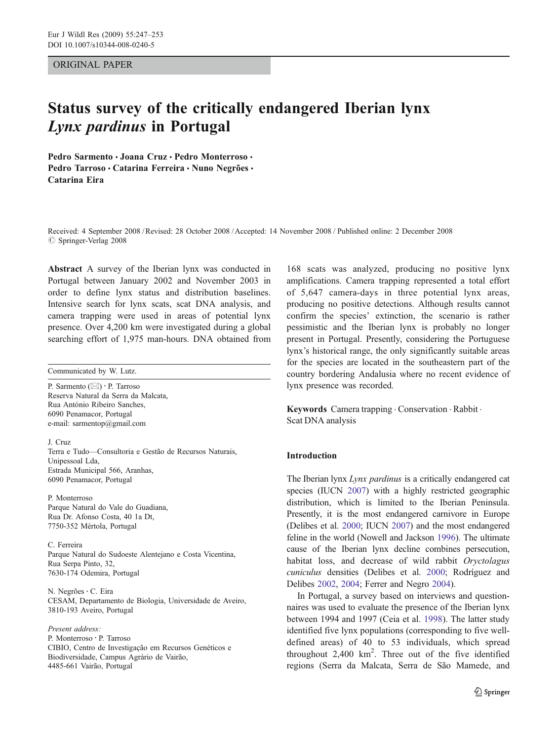ORIGINAL PAPER

# Status survey of the critically endangered Iberian lynx *Lynx pardinus* in Portugal

**Pedro Sarmento · Joana Cruz · Pedro Monterroso · Pedro Tarroso · Catarina Ferreira · Nuno Negrões · Catarina Eira**

Received: 4 September 2008 / Revised: 28 October 2008 / Accepted: 14 November 2008 / Published online: 2 December 2008
© Springer-Verlag 2008

**Abstract** A survey of the Iberian lynx was conducted in Portugal between January 2002 and November 2003 in order to define lynx status and distribution baselines. Intensive search for lynx scats, scat DNA analysis, and camera trapping were used in areas of potential lynx presence. Over 4,200 km were investigated during a global searching effort of 1,975 man-hours. DNA obtained from 168 scats was analyzed, producing no positive lynx amplifications. Camera trapping represented a total effort of 5,647 camera-days in three potential lynx areas, producing no positive detections. Although results cannot confirm the species' extinction, the scenario is rather pessimistic and the Iberian lynx is probably no longer present in Portugal. Presently, considering the Portuguese lynx's historical range, the only significantly suitable areas for the species are located in the southeastern part of the country bordering Andalusia where no recent evidence of lynx presence was recorded.

**Keywords** Camera trapping · Conservation · Rabbit · Scat DNA analysis

Communicated by W. Lutz.

P. Sarmento (✉) · P. Tarroso
Reserva Natural da Serra da Malcata,
Rua António Ribeiro Sanches,
6090 Penamacor, Portugal
e-mail: sarmentop@gmail.com

J. Cruz
Terra e Tudo—Consultoria e Gestão de Recursos Naturais,
Unipessoal Lda,
Estrada Municipal 566, Aranhas,
6090 Penamacor, Portugal

P. Monterroso
Parque Natural do Vale do Guadiana,
Rua Dr. Afonso Costa, 40 1a Dt,
7750-352 Mértola, Portugal

C. Ferreira
Parque Natural do Sudoeste Alentejano e Costa Vicentina,
Rua Serpa Pinto, 32,
7630-174 Odemira, Portugal

N. Negrões · C. Eira
CESAM, Departamento de Biologia, Universidade de Aveiro,
3810-193 Aveiro, Portugal

*Present address:*
P. Monterroso · P. Tarroso
CIBIO, Centro de Investigação em Recursos Genéticos e Biodiversidade, Campus Agrário de Vairão,
4485-661 Vairão, Portugal

## Introduction

The Iberian lynx *Lynx pardinus* is a critically endangered cat species (IUCN 2007) with a highly restricted geographic distribution, which is limited to the Iberian Peninsula. Presently, it is the most endangered carnivore in Europe (Delibes et al. 2000; IUCN 2007) and the most endangered feline in the world (Nowell and Jackson 1996). The ultimate cause of the Iberian lynx decline combines persecution, habitat loss, and decrease of wild rabbit *Oryctolagus cuniculus* densities (Delibes et al. 2000; Rodríguez and Delibes 2002, 2004; Ferrer and Negro 2004).

In Portugal, a survey based on interviews and questionnaires was used to evaluate the presence of the Iberian lynx between 1994 and 1997 (Ceia et al. 1998). The latter study identified five lynx populations (corresponding to five well-defined areas) of 40 to 53 individuals, which spread throughout 2,400 km$^2$. Three out of the five identified regions (Serra da Malcata, Serra de São Mamede, and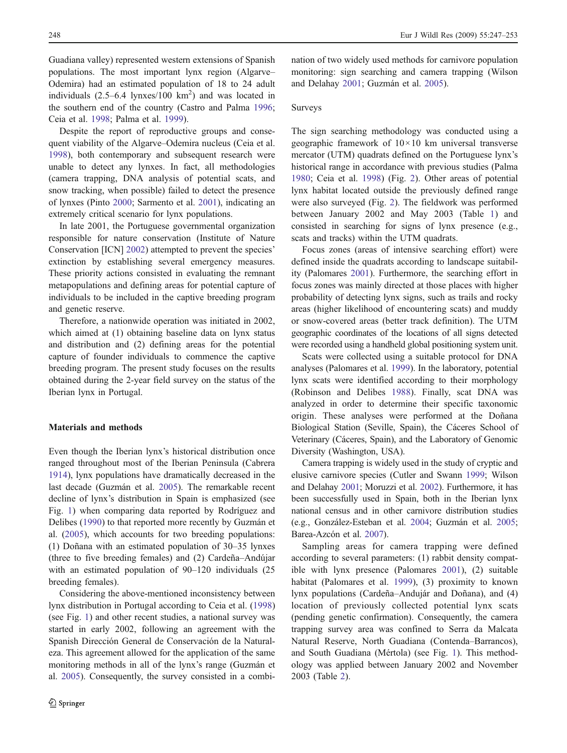Guadiana valley) represented western extensions of Spanish populations. The most important lynx region (Algarve–Odemira) had an estimated population of 18 to 24 adult individuals (2.5–6.4 lynxes/100 $km^2$) and was located in the southern end of the country (Castro and Palma 1996; Ceia et al. 1998; Palma et al. 1999).

Despite the report of reproductive groups and consequent viability of the Algarve–Odemira nucleus (Ceia et al. 1998), both contemporary and subsequent research were unable to detect any lynxes. In fact, all methodologies (camera trapping, DNA analysis of potential scats, and snow tracking, when possible) failed to detect the presence of lynxes (Pinto 2000; Sarmento et al. 2001), indicating an extremely critical scenario for lynx populations.

In late 2001, the Portuguese governmental organization responsible for nature conservation (Institute of Nature Conservation [ICN] 2002) attempted to prevent the species' extinction by establishing several emergency measures. These priority actions consisted in evaluating the remnant metapopulations and defining areas for potential capture of individuals to be included in the captive breeding program and genetic reserve.

Therefore, a nationwide operation was initiated in 2002, which aimed at (1) obtaining baseline data on lynx status and distribution and (2) defining areas for the potential capture of founder individuals to commence the captive breeding program. The present study focuses on the results obtained during the 2-year field survey on the status of the Iberian lynx in Portugal.

## Materials and methods

Even though the Iberian lynx's historical distribution once ranged throughout most of the Iberian Peninsula (Cabrera 1914), lynx populations have dramatically decreased in the last decade (Guzmán et al. 2005). The remarkable recent decline of lynx's distribution in Spain is emphasized (see Fig. 1) when comparing data reported by Rodríguez and Delibes (1990) to that reported more recently by Guzmán et al. (2005), which accounts for two breeding populations: (1) Doñana with an estimated population of 30–35 lynxes (three to five breeding females) and (2) Cardeña–Andújar with an estimated population of 90–120 individuals (25 breeding females).

Considering the above-mentioned inconsistency between lynx distribution in Portugal according to Ceia et al. (1998) (see Fig. 1) and other recent studies, a national survey was started in early 2002, following an agreement with the Spanish Dirección General de Conservación de la Naturaleza. This agreement allowed for the application of the same monitoring methods in all of the lynx's range (Guzmán et al. 2005). Consequently, the survey consisted in a combination of two widely used methods for carnivore population monitoring: sign searching and camera trapping (Wilson and Delahay 2001; Guzmán et al. 2005).

### Surveys

The sign searching methodology was conducted using a geographic framework of 10×10 km universal transverse mercator (UTM) quadrats defined on the Portuguese lynx's historical range in accordance with previous studies (Palma 1980; Ceia et al. 1998) (Fig. 2). Other areas of potential lynx habitat located outside the previously defined range were also surveyed (Fig. 2). The fieldwork was performed between January 2002 and May 2003 (Table 1) and consisted in searching for signs of lynx presence (e.g., scats and tracks) within the UTM quadrats.

Focus zones (areas of intensive searching effort) were defined inside the quadrats according to landscape suitability (Palomares 2001). Furthermore, the searching effort in focus zones was mainly directed at those places with higher probability of detecting lynx signs, such as trails and rocky areas (higher likelihood of encountering scats) and muddy or snow-covered areas (better track definition). The UTM geographic coordinates of the locations of all signs detected were recorded using a handheld global positioning system unit.

Scats were collected using a suitable protocol for DNA analyses (Palomares et al. 1999). In the laboratory, potential lynx scats were identified according to their morphology (Robinson and Delibes 1988). Finally, scat DNA was analyzed in order to determine their specific taxonomic origin. These analyses were performed at the Doñana Biological Station (Seville, Spain), the Cáceres School of Veterinary (Cáceres, Spain), and the Laboratory of Genomic Diversity (Washington, USA).

Camera trapping is widely used in the study of cryptic and elusive carnivore species (Cutler and Swann 1999; Wilson and Delahay 2001; Moruzzi et al. 2002). Furthermore, it has been successfully used in Spain, both in the Iberian lynx national census and in other carnivore distribution studies (e.g., González-Esteban et al. 2004; Guzmán et al. 2005; Barea-Azcón et al. 2007).

Sampling areas for camera trapping were defined according to several parameters: (1) rabbit density compatible with lynx presence (Palomares 2001), (2) suitable habitat (Palomares et al. 1999), (3) proximity to known lynx populations (Cardeña–Andujár and Doñana), and (4) location of previously collected potential lynx scats (pending genetic confirmation). Consequently, the camera trapping survey area was confined to Serra da Malcata Natural Reserve, North Guadiana (Contenda–Barrancos), and South Guadiana (Mértola) (see Fig. 1). This methodology was applied between January 2002 and November 2003 (Table 2).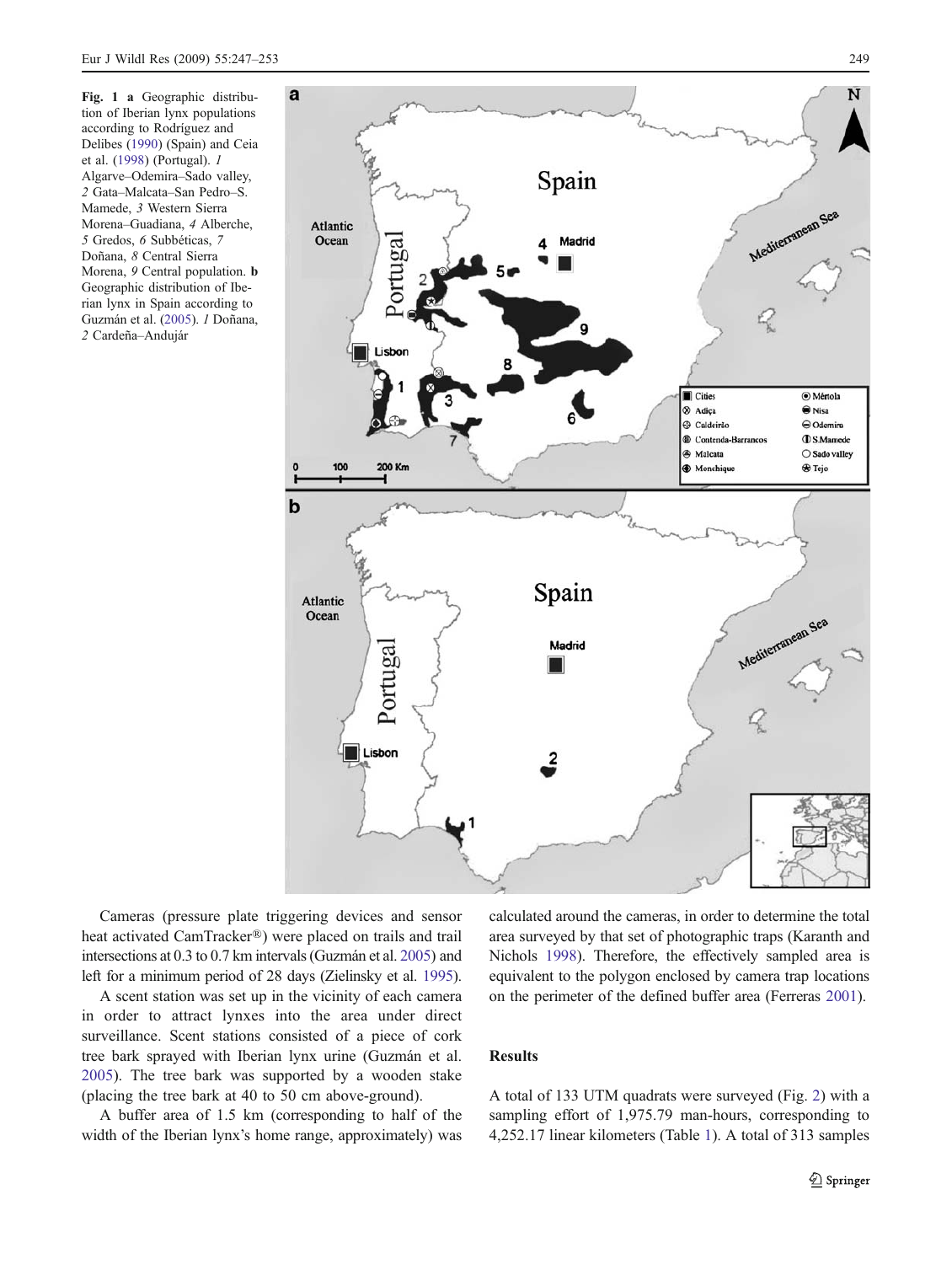**Fig. 1 a** Geographic distribution of Iberian lynx populations according to Rodríguez and Delibes (1990) (Spain) and Ceia et al. (1998) (Portugal). *1* Algarve–Odemira–Sado valley, *2* Gata–Malcata–San Pedro–S. Mamede, *3* Western Sierra Morena–Guadiana, *4* Alberche, *5* Gredos, *6* Subbéticas, *7* Doñana, *8* Central Sierra Morena, *9* Central population. **b** Geographic distribution of Iberian lynx in Spain according to Guzmán et al. (2005). *1* Doñana, *2* Cardeña–Andujár

Cameras (pressure plate triggering devices and sensor heat activated CamTracker®) were placed on trails and trail intersections at 0.3 to 0.7 km intervals (Guzmán et al. 2005) and left for a minimum period of 28 days (Zielinsky et al. 1995).

A scent station was set up in the vicinity of each camera in order to attract lynxes into the area under direct surveillance. Scent stations consisted of a piece of cork tree bark sprayed with Iberian lynx urine (Guzmán et al. 2005). The tree bark was supported by a wooden stake (placing the tree bark at 40 to 50 cm above-ground).

A buffer area of 1.5 km (corresponding to half of the width of the Iberian lynx's home range, approximately) was calculated around the cameras, in order to determine the total area surveyed by that set of photographic traps (Karanth and Nichols 1998). Therefore, the effectively sampled area is equivalent to the polygon enclosed by camera trap locations on the perimeter of the defined buffer area (Ferreras 2001).

## Results

A total of 133 UTM quadrats were surveyed (Fig. 2) with a sampling effort of 1,975.79 man-hours, corresponding to 4,252.17 linear kilometers (Table 1). A total of 313 samples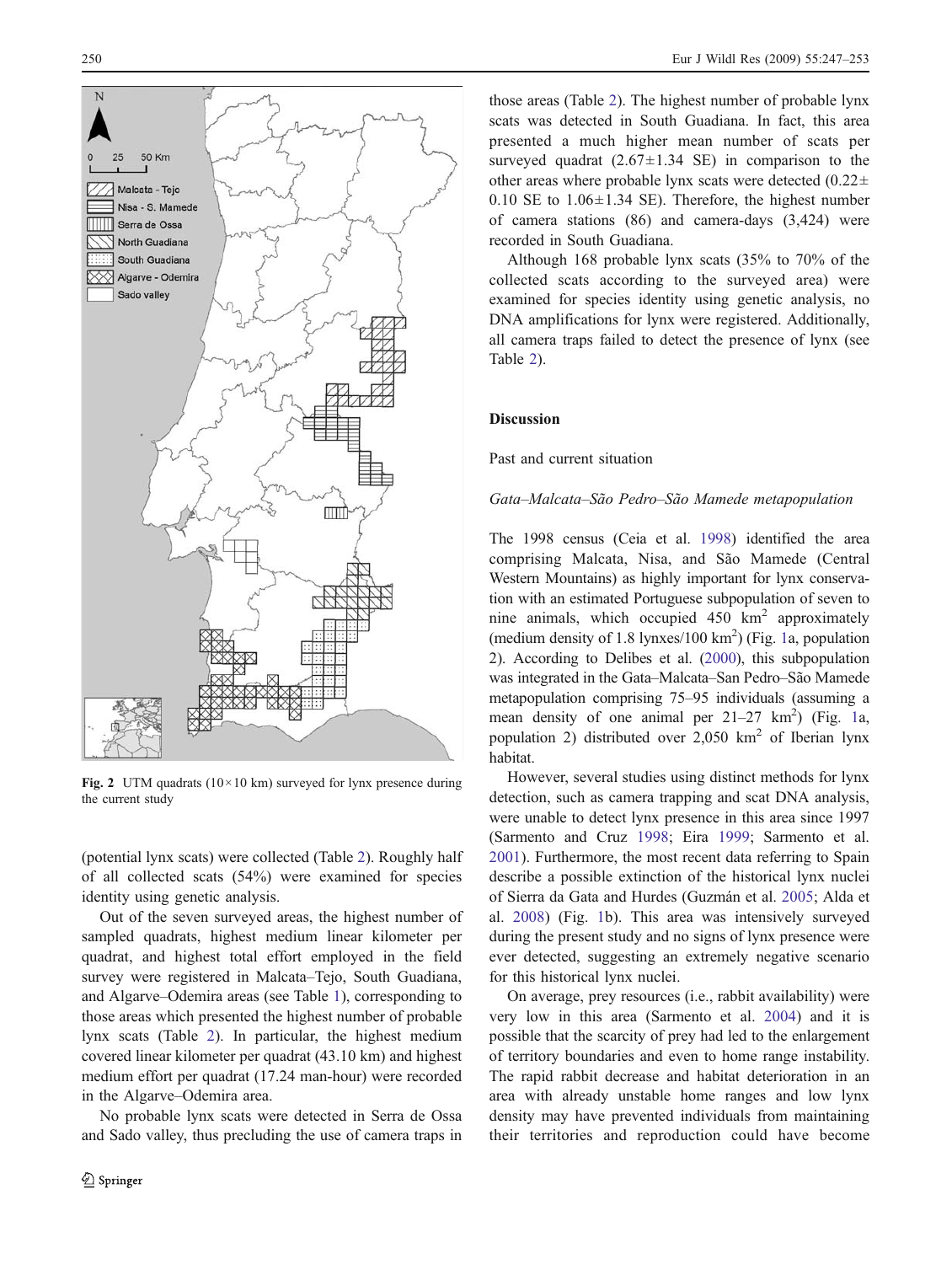Fig. 2 UTM quadrats (10×10 km) surveyed for lynx presence during the current study

(potential lynx scats) were collected (Table 2). Roughly half of all collected scats (54%) were examined for species identity using genetic analysis.

Out of the seven surveyed areas, the highest number of sampled quadrats, highest medium linear kilometer per quadrat, and highest total effort employed in the field survey were registered in Malcata–Tejo, South Guadiana, and Algarve–Odemira areas (see Table 1), corresponding to those areas which presented the highest number of probable lynx scats (Table 2). In particular, the highest medium covered linear kilometer per quadrat (43.10 km) and highest medium effort per quadrat (17.24 man-hour) were recorded in the Algarve–Odemira area.

No probable lynx scats were detected in Serra de Ossa and Sado valley, thus precluding the use of camera traps in those areas (Table 2). The highest number of probable lynx scats was detected in South Guadiana. In fact, this area presented a much higher mean number of scats per surveyed quadrat (2.67±1.34 SE) in comparison to the other areas where probable lynx scats were detected (0.22± 0.10 SE to 1.06±1.34 SE). Therefore, the highest number of camera stations (86) and camera-days (3,424) were recorded in South Guadiana.

Although 168 probable lynx scats (35% to 70% of the collected scats according to the surveyed area) were examined for species identity using genetic analysis, no DNA amplifications for lynx were registered. Additionally, all camera traps failed to detect the presence of lynx (see Table 2).

## Discussion

### Past and current situation

#### *Gata–Malcata–São Pedro–São Mamede metapopulation*

The 1998 census (Ceia et al. 1998) identified the area comprising Malcata, Nisa, and São Mamede (Central Western Mountains) as highly important for lynx conservation with an estimated Portuguese subpopulation of seven to nine animals, which occupied 450 km$^2$ approximately (medium density of 1.8 lynxes/100 km$^2$) (Fig. 1a, population 2). According to Delibes et al. (2000), this subpopulation was integrated in the Gata–Malcata–San Pedro–São Mamede metapopulation comprising 75–95 individuals (assuming a mean density of one animal per 21–27 km$^2$) (Fig. 1a, population 2) distributed over 2,050 km$^2$ of Iberian lynx habitat.

However, several studies using distinct methods for lynx detection, such as camera trapping and scat DNA analysis, were unable to detect lynx presence in this area since 1997 (Sarmento and Cruz 1998; Eira 1999; Sarmento et al. 2001). Furthermore, the most recent data referring to Spain describe a possible extinction of the historical lynx nuclei of Sierra da Gata and Hurdes (Guzmán et al. 2005; Alda et al. 2008) (Fig. 1b). This area was intensively surveyed during the present study and no signs of lynx presence were ever detected, suggesting an extremely negative scenario for this historical lynx nuclei.

On average, prey resources (i.e., rabbit availability) were very low in this area (Sarmento et al. 2004) and it is possible that the scarcity of prey had led to the enlargement of territory boundaries and even to home range instability. The rapid rabbit decrease and habitat deterioration in an area with already unstable home ranges and low lynx density may have prevented individuals from maintaining their territories and reproduction could have become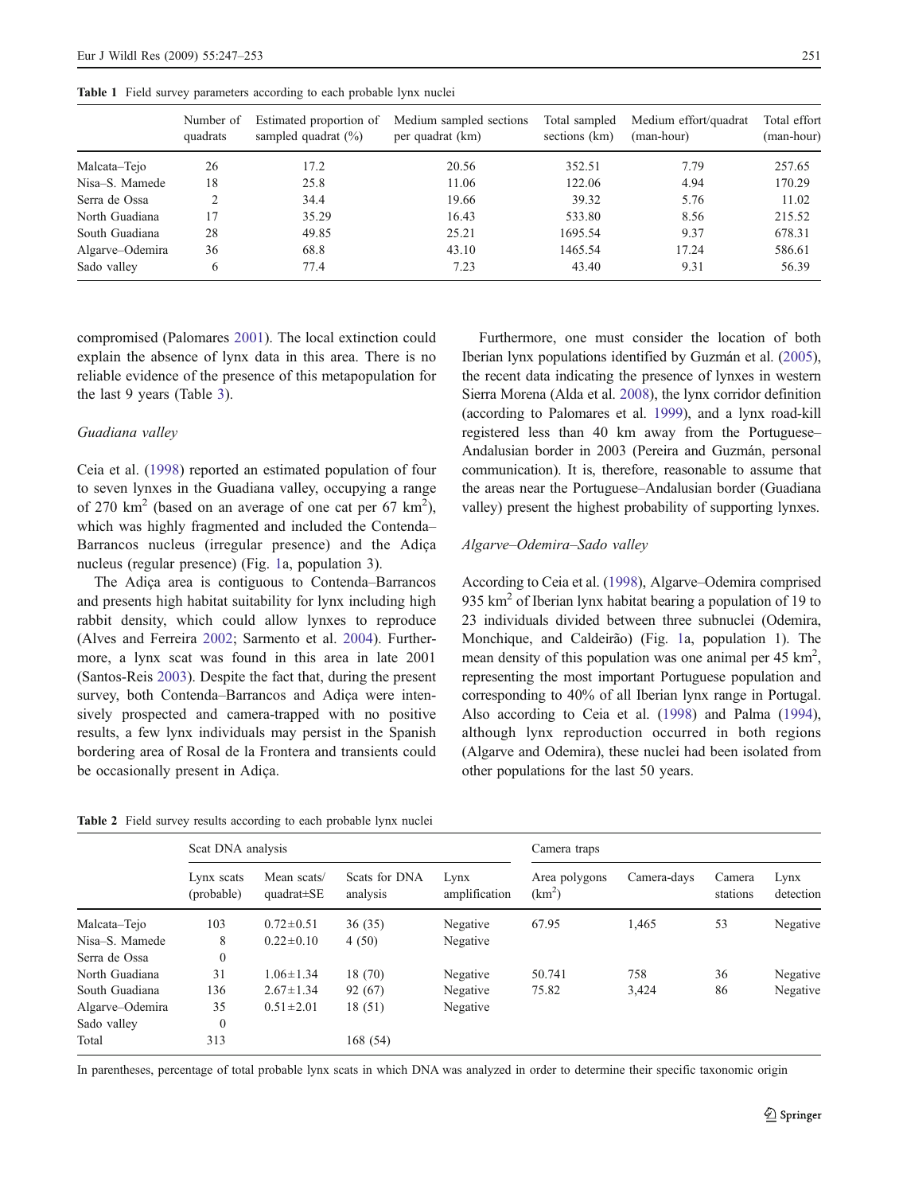Table 1 Field survey parameters according to each probable lynx nuclei

| | Number of quadrats | Estimated proportion of sampled quadrat (%) | Medium sampled sections per quadrat (km) | Total sampled sections (km) | Medium effort/quadrat (man-hour) | Total effort (man-hour) |
|---|---|---|---|---|---|---|
| Malcata–Tejo | 26 | 17.2 | 20.56 | 352.51 | 7.79 | 257.65 |
| Nisa–S. Mamede | 18 | 25.8 | 11.06 | 122.06 | 4.94 | 170.29 |
| Serra de Ossa | 2 | 34.4 | 19.66 | 39.32 | 5.76 | 11.02 |
| North Guadiana | 17 | 35.29 | 16.43 | 533.80 | 8.56 | 215.52 |
| South Guadiana | 28 | 49.85 | 25.21 | 1695.54 | 9.37 | 678.31 |
| Algarve–Odemira | 36 | 68.8 | 43.10 | 1465.54 | 17.24 | 586.61 |
| Sado valley | 6 | 77.4 | 7.23 | 43.40 | 9.31 | 56.39 |

compromised (Palomares 2001). The local extinction could explain the absence of lynx data in this area. There is no reliable evidence of the presence of this metapopulation for the last 9 years (Table 3).

*Guadiana valley*

Ceia et al. (1998) reported an estimated population of four to seven lynxes in the Guadiana valley, occupying a range of 270 km$^2$ (based on an average of one cat per 67 km$^2$), which was highly fragmented and included the Contenda–Barrancos nucleus (irregular presence) and the Adiça nucleus (regular presence) (Fig. 1a, population 3).

The Adiça area is contiguous to Contenda–Barrancos and presents high habitat suitability for lynx including high rabbit density, which could allow lynxes to reproduce (Alves and Ferreira 2002; Sarmento et al. 2004). Furthermore, a lynx scat was found in this area in late 2001 (Santos-Reis 2003). Despite the fact that, during the present survey, both Contenda–Barrancos and Adiça were intensively prospected and camera-trapped with no positive results, a few lynx individuals may persist in the Spanish bordering area of Rosal de la Frontera and transients could be occasionally present in Adiça.

Furthermore, one must consider the location of both Iberian lynx populations identified by Guzmán et al. (2005), the recent data indicating the presence of lynxes in western Sierra Morena (Alda et al. 2008), the lynx corridor definition (according to Palomares et al. 1999), and a lynx road-kill registered less than 40 km away from the Portuguese–Andalusian border in 2003 (Pereira and Guzmán, personal communication). It is, therefore, reasonable to assume that the areas near the Portuguese–Andalusian border (Guadiana valley) present the highest probability of supporting lynxes.

*Algarve–Odemira–Sado valley*

According to Ceia et al. (1998), Algarve–Odemira comprised 935 km$^2$ of Iberian lynx habitat bearing a population of 19 to 23 individuals divided between three subnuclei (Odemira, Monchique, and Caldeirão) (Fig. 1a, population 1). The mean density of this population was one animal per 45 km$^2$, representing the most important Portuguese population and corresponding to 40% of all Iberian lynx range in Portugal. Also according to Ceia et al. (1998) and Palma (1994), although lynx reproduction occurred in both regions (Algarve and Odemira), these nuclei had been isolated from other populations for the last 50 years.

Table 2 Field survey results according to each probable lynx nuclei

| | Scat DNA analysis | | | | Camera traps | | | |
|---|---|---|---|---|---|---|---|---|
| | Lynx scats (probable) | Mean scats/ quadrat±SE | Scats for DNA analysis | Lynx amplification | Area polygons (km$^2$) | Camera-days | Camera stations | Lynx detection |
| Malcata–Tejo | 103 | 0.72±0.51 | 36 (35) | Negative | 67.95 | 1,465 | 53 | Negative |
| Nisa–S. Mamede | 8 | 0.22±0.10 | 4 (50) | Negative | | | | |
| Serra de Ossa | 0 | | | | | | | |
| North Guadiana | 31 | 1.06±1.34 | 18 (70) | Negative | 50.741 | 758 | 36 | Negative |
| South Guadiana | 136 | 2.67±1.34 | 92 (67) | Negative | 75.82 | 3,424 | 86 | Negative |
| Algarve–Odemira | 35 | 0.51±2.01 | 18 (51) | Negative | | | | |
| Sado valley | 0 | | | | | | | |
| Total | 313 | | 168 (54) | | | | | |

In parentheses, percentage of total probable lynx scats in which DNA was analyzed in order to determine their specific taxonomic origin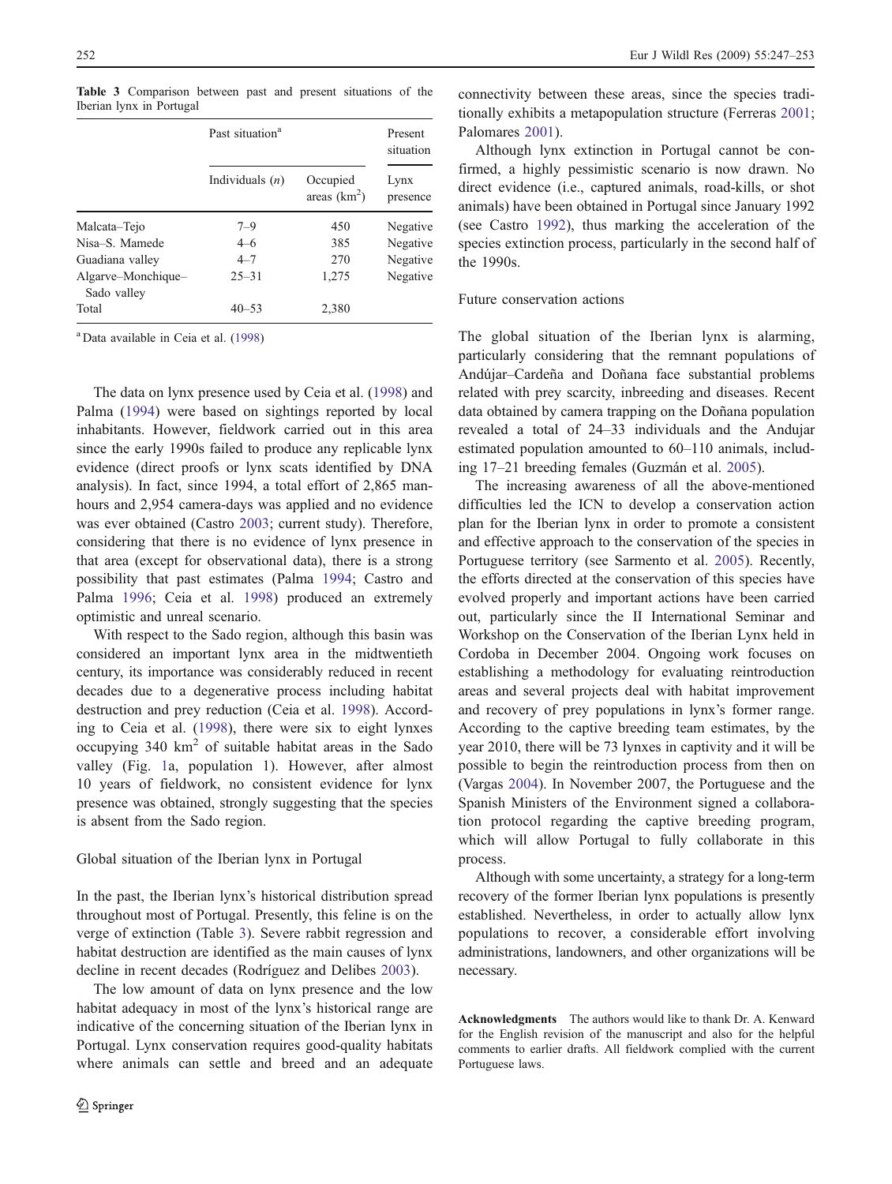**Table 3** Comparison between past and present situations of the Iberian lynx in Portugal

| | Past situation[a] | | Present situation |
|---|---|---|---|
| | Individuals ($n$) | Occupied areas (km$^2$) | Lynx presence |
| Malcata–Tejo | 7–9 | 450 | Negative |
| Nisa–S. Mamede | 4–6 | 385 | Negative |
| Guadiana valley | 4–7 | 270 | Negative |
| Algarve–Monchique–Sado valley | 25–31 | 1,275 | Negative |
| Total | 40–53 | 2,380 | |

[a] Data available in Ceia et al. (1998)

The data on lynx presence used by Ceia et al. (1998) and Palma (1994) were based on sightings reported by local inhabitants. However, fieldwork carried out in this area since the early 1990s failed to produce any replicable lynx evidence (direct proofs or lynx scats identified by DNA analysis). In fact, since 1994, a total effort of 2,865 man-hours and 2,954 camera-days was applied and no evidence was ever obtained (Castro 2003; current study). Therefore, considering that there is no evidence of lynx presence in that area (except for observational data), there is a strong possibility that past estimates (Palma 1994; Castro and Palma 1996; Ceia et al. 1998) produced an extremely optimistic and unreal scenario.

With respect to the Sado region, although this basin was considered an important lynx area in the midtwentieth century, its importance was considerably reduced in recent decades due to a degenerative process including habitat destruction and prey reduction (Ceia et al. 1998). According to Ceia et al. (1998), there were six to eight lynxes occupying 340 km$^2$ of suitable habitat areas in the Sado valley (Fig. 1a, population 1). However, after almost 10 years of fieldwork, no consistent evidence for lynx presence was obtained, strongly suggesting that the species is absent from the Sado region.

## Global situation of the Iberian lynx in Portugal

In the past, the Iberian lynx's historical distribution spread throughout most of Portugal. Presently, this feline is on the verge of extinction (Table 3). Severe rabbit regression and habitat destruction are identified as the main causes of lynx decline in recent decades (Rodríguez and Delibes 2003).

The low amount of data on lynx presence and the low habitat adequacy in most of the lynx's historical range are indicative of the concerning situation of the Iberian lynx in Portugal. Lynx conservation requires good-quality habitats where animals can settle and breed and an adequate connectivity between these areas, since the species traditionally exhibits a metapopulation structure (Ferreras 2001; Palomares 2001).

Although lynx extinction in Portugal cannot be confirmed, a highly pessimistic scenario is now drawn. No direct evidence (i.e., captured animals, road-kills, or shot animals) have been obtained in Portugal since January 1992 (see Castro 1992), thus marking the acceleration of the species extinction process, particularly in the second half of the 1990s.

## Future conservation actions

The global situation of the Iberian lynx is alarming, particularly considering that the remnant populations of Andújar–Cardeña and Doñana face substantial problems related with prey scarcity, inbreeding and diseases. Recent data obtained by camera trapping on the Doñana population revealed a total of 24–33 individuals and the Andujar estimated population amounted to 60–110 animals, including 17–21 breeding females (Guzmán et al. 2005).

The increasing awareness of all the above-mentioned difficulties led the ICN to develop a conservation action plan for the Iberian lynx in order to promote a consistent and effective approach to the conservation of the species in Portuguese territory (see Sarmento et al. 2005). Recently, the efforts directed at the conservation of this species have evolved properly and important actions have been carried out, particularly since the II International Seminar and Workshop on the Conservation of the Iberian Lynx held in Cordoba in December 2004. Ongoing work focuses on establishing a methodology for evaluating reintroduction areas and several projects deal with habitat improvement and recovery of prey populations in lynx's former range. According to the captive breeding team estimates, by the year 2010, there will be 73 lynxes in captivity and it will be possible to begin the reintroduction process from then on (Vargas 2004). In November 2007, the Portuguese and the Spanish Ministers of the Environment signed a collaboration protocol regarding the captive breeding program, which will allow Portugal to fully collaborate in this process.

Although with some uncertainty, a strategy for a long-term recovery of the former Iberian lynx populations is presently established. Nevertheless, in order to actually allow lynx populations to recover, a considerable effort involving administrations, landowners, and other organizations will be necessary.

**Acknowledgments** The authors would like to thank Dr. A. Kenward for the English revision of the manuscript and also for the helpful comments to earlier drafts. All fieldwork complied with the current Portuguese laws.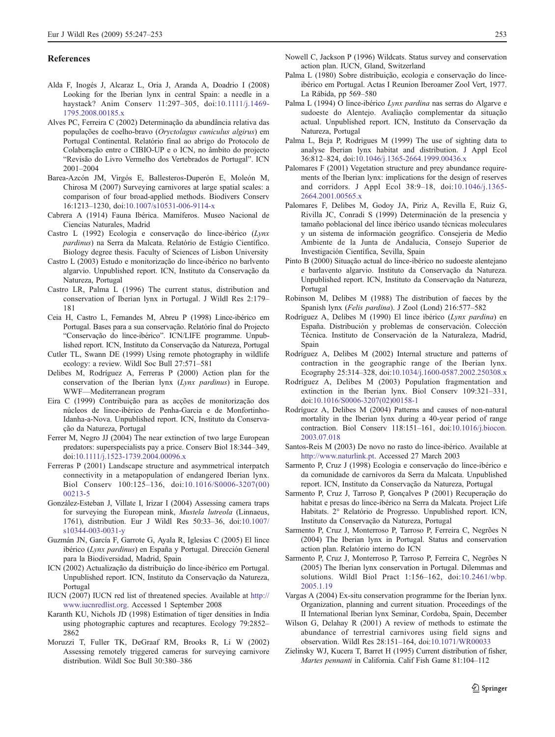## References

Alda F, Inogés J, Alcaraz L, Oria J, Aranda A, Doadrio I (2008) Looking for the Iberian lynx in central Spain: a needle in a haystack? Anim Conserv 11:297–305, doi:10.1111/j.1469-1795.2008.00185.x

Alves PC, Ferreira C (2002) Determinação da abundância relativa das populações de coelho-bravo (*Oryctolagus cuniculus algirus*) em Portugal Continental. Relatório final ao abrigo do Protocolo de Colaboração entre o CIBIO-UP e o ICN, no âmbito do projecto "Revisão do Livro Vermelho dos Vertebrados de Portugal". ICN 2001–2004

Barea-Azcón JM, Virgós E, Ballesteros-Duperón E, Moleón M, Chirosa M (2007) Surveying carnivores at large spatial scales: a comparison of four broad-applied methods. Biodivers Conserv 16:1213–1230, doi:10.1007/s10531-006-9114-x

Cabrera A (1914) Fauna Ibérica. Mamíferos. Museo Nacional de Ciencias Naturales, Madrid

Castro L (1992) Ecologia e conservação do lince-ibérico (*Lynx pardinus*) na Serra da Malcata. Relatório de Estágio Científico. Biology degree thesis. Faculty of Sciences of Lisbon University

Castro L (2003) Estudo e monitorização do lince-ibérico no barlvento algarvio. Unpublished report. ICN, Instituto da Conservação da Natureza, Portugal

Castro LR, Palma L (1996) The current status, distribution and conservation of Iberian lynx in Portugal. J Wildl Res 2:179–181

Ceia H, Castro L, Fernandes M, Abreu P (1998) Lince-ibérico em Portugal. Bases para a sua conservação. Relatório final do Projecto "Conservação do lince-ibérico". ICN/LIFE programme. Unpublished report. ICN, Instituto da Conservação da Natureza, Portugal

Cutler TL, Swann DE (1999) Using remote photography in wildlife ecology: a review. Wildl Soc Bull 27:571–581

Delibes M, Rodríguez A, Ferreras P (2000) Action plan for the conservation of the Iberian lynx (*Lynx pardinus*) in Europe. WWF—Mediterranean program

Eira C (1999) Contribuição para as acções de monitorização dos núcleos de lince-ibérico de Penha-Garcia e de Monfortinho-Idanha-a-Nova. Unpublished report. ICN, Instituto da Conservação da Natureza, Portugal

Ferrer M, Negro JJ (2004) The near extinction of two large European predators: superspecialists pay a price. Conserv Biol 18:344–349, doi:10.1111/j.1523-1739.2004.00096.x

Ferreras P (2001) Landscape structure and asymmetrical interpatch connectivity in a metapopulation of endangered Iberian lynx. Biol Conserv 100:125–136, doi:10.1016/S0006-3207(00)00213-5

González-Esteban J, Villate I, Irizar I (2004) Assessing camera traps for surveying the European mink, *Mustela lutreola* (Linnaeus, 1761), distribution. Eur J Wildl Res 50:33–36, doi:10.1007/s10344-003-0031-y

Guzmán JN, García F, Garrote G, Ayala R, Iglesias C (2005) El lince ibérico (*Lynx pardinus*) en España y Portugal. Dirección General para la Biodiversidad, Madrid, Spain

ICN (2002) Actualização da distribuição do lince-ibérico em Portugal. Unpublished report. ICN, Instituto da Conservação da Natureza, Portugal

IUCN (2007) IUCN red list of threatened species. Available at http://www.iucnredlist.org. Accessed 1 September 2008

Karanth KU, Nichols JD (1998) Estimation of tiger densities in India using photographic captures and recaptures. Ecology 79:2852–2862

Moruzzi T, Fuller TK, DeGraaf RM, Brooks R, Li W (2002) Assessing remotely triggered cameras for surveying carnivore distribution. Wildl Soc Bull 30:380–386

Nowell C, Jackson P (1996) Wildcats. Status survey and conservation action plan. IUCN, Gland, Switzerland

Palma L (1980) Sobre distribuição, ecologia e conservação do lince-ibérico em Portugal. Actas I Reunion Iberoamer Zool Vert, 1977. La Rábida, pp 569–580

Palma L (1994) O lince-ibérico *Lynx pardina* nas serras do Algarve e sudoeste do Alentejo. Avaliação complementar da situação actual. Unpublished report. ICN, Instituto da Conservação da Natureza, Portugal

Palma L, Beja P, Rodrigues M (1999) The use of sighting data to analyse Iberian lynx habitat and distribution. J Appl Ecol 36:812–824, doi:10.1046/j.1365-2664.1999.00436.x

Palomares F (2001) Vegetation structure and prey abundance requirements of the Iberian lynx: implications for the design of reserves and corridors. J Appl Ecol 38:9–18, doi:10.1046/j.1365-2664.2001.00565.x

Palomares F, Delibes M, Godoy JA, Piriz A, Revilla E, Ruiz G, Rivilla JC, Conradi S (1999) Determinación de la presencia y tamaño poblacional del lince ibérico usando técnicas moleculares y un sistema de información geográfico. Consejeria de Medio Ambiente de la Junta de Andalucia, Consejo Superior de Investigación Científica, Sevilla, Spain

Pinto B (2000) Situação actual do lince-ibérico no sudoeste alentejano e barlavento algarvio. Instituto da Conservação da Natureza. Unpublished report. ICN, Instituto da Conservação da Natureza, Portugal

Robinson M, Delibes M (1988) The distribution of faeces by the Spanish lynx (*Felis pardina*). J Zool (Lond) 216:577–582

Rodríguez A, Delibes M (1990) El lince ibérico (*Lynx pardina*) en España. Distribución y problemas de conservación. Colección Técnica. Instituto de Conservación de la Naturaleza, Madrid, Spain

Rodríguez A, Delibes M (2002) Internal structure and patterns of contraction in the geographic range of the Iberian lynx. Ecography 25:314–328, doi:10.1034/j.1600-0587.2002.250308.x

Rodríguez A, Delibes M (2003) Population fragmentation and extinction in the Iberian lynx. Biol Conserv 109:321–331, doi:10.1016/S0006-3207(02)00158-1

Rodríguez A, Delibes M (2004) Patterns and causes of non-natural mortality in the Iberian lynx during a 40-year period of range contraction. Biol Conserv 118:151–161, doi:10.1016/j.biocon.2003.07.018

Santos-Reis M (2003) De novo no rasto do lince-ibérico. Available at http://www.naturlink.pt. Accessed 27 March 2003

Sarmento P, Cruz J (1998) Ecologia e conservação do lince-ibérico e da comunidade de carnívoros da Serra da Malcata. Unpublished report. ICN, Instituto da Conservação da Natureza, Portugal

Sarmento P, Cruz J, Tarroso P, Gonçalves P (2001) Recuperação do habitat e presas do lince-ibérico na Serra da Malcata. Project Life Habitats. 2° Relatório de Progresso. Unpublished report. ICN, Instituto da Conservação da Natureza, Portugal

Sarmento P, Cruz J, Monterroso P, Tarroso P, Ferreira C, Negrões N (2004) The Iberian lynx in Portugal. Status and conservation action plan. Relatório interno do ICN

Sarmento P, Cruz J, Monterroso P, Tarroso P, Ferreira C, Negrões N (2005) The Iberian lynx conservation in Portugal. Dilemmas and solutions. Wildl Biol Pract 1:156–162, doi:10.2461/wbp.2005.1.19

Vargas A (2004) Ex-situ conservation programme for the Iberian lynx. Organization, planning and current situation. Proceedings of the II International Iberian lynx Seminar, Cordoba, Spain, December

Wilson G, Delahay R (2001) A review of methods to estimate the abundance of terrestrial carnivores using field signs and observation. Wildl Res 28:151–164, doi:10.1071/WR00033

Zielinsky WJ, Kucera T, Barret H (1995) Current distribution of fisher, *Martes pennanti* in California. Calif Fish Game 81:104–112